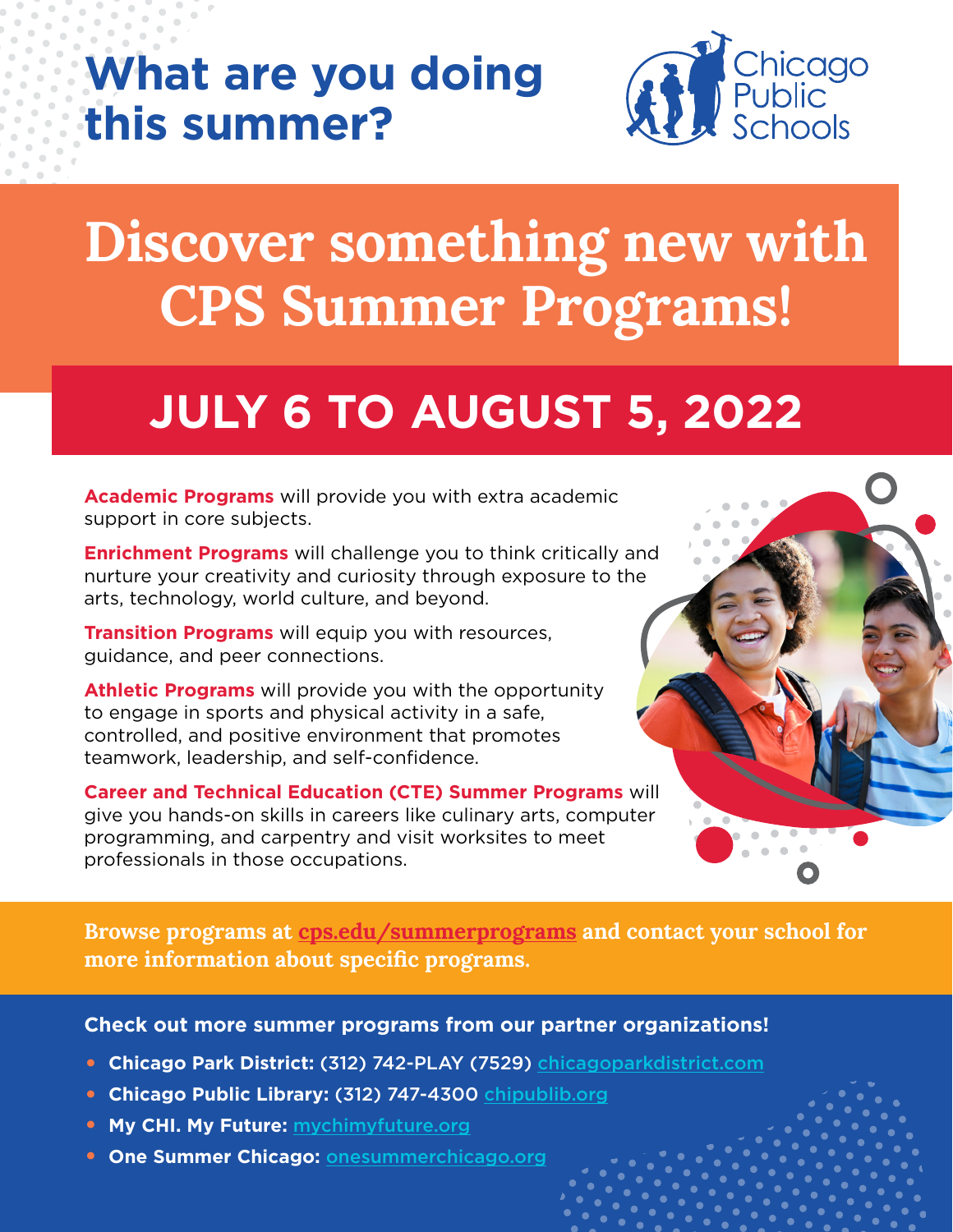# What are you doing this summer?

Chicago Public Schools

# Discover something new with CPS Summer Programs!

## JULY 6 TO AUGUST 5, 2022

**Academic Programs** will provide you with extra academic support in core subjects.

**Enrichment Programs** will challenge you to think critically and nurture your creativity and curiosity through exposure to the arts, technology, world culture, and beyond.

**Transition Programs** will equip you with resources, guidance, and peer connections.

**Athletic Programs** will provide you with the opportunity to engage in sports and physical activity in a safe, controlled, and positive environment that promotes teamwork, leadership, and self-confidence.

**Career and Technical Education (CTE) Summer Programs** will give you hands-on skills in careers like culinary arts, computer programming, and carpentry and visit worksites to meet professionals in those occupations.

**Browse programs at cps.edu/summerprograms and contact your school for more information about specific programs.**

**Check out more summer programs from our partner organizations!**

- **Chicago Park District:** (312) 742-PLAY (7529) chicagoparkdistrict.com
- **Chicago Public Library:** (312) 747-4300 chipublib.org
- **My CHI. My Future:** mychimyfuture.org
- **One Summer Chicago:** onesummerchicago.org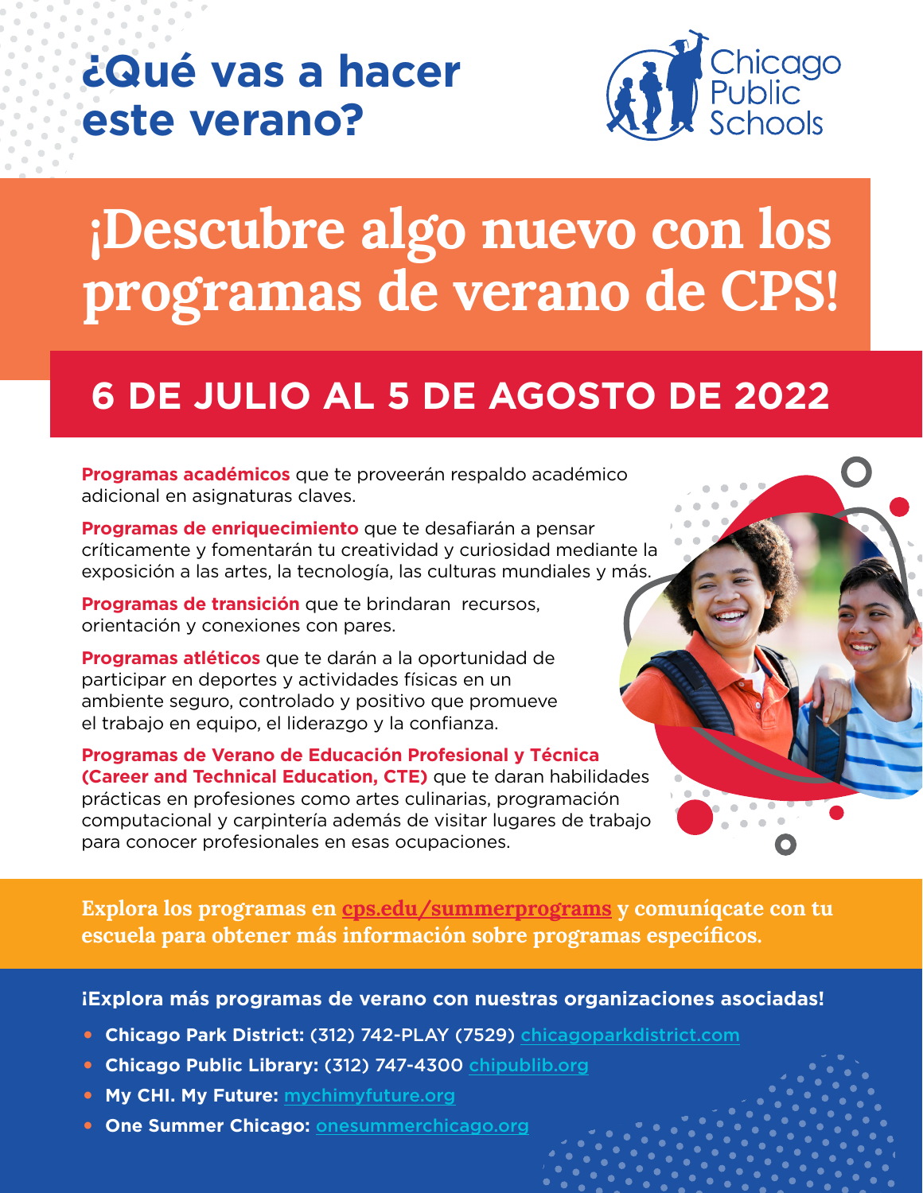# ¿Qué vas a hacer este verano?

Chicago Public Schools

# ¡Descubre algo nuevo con los programas de verano de CPS!

## 6 DE JULIO AL 5 DE AGOSTO DE 2022

**Programas académicos** que te proveerán respaldo académico adicional en asignaturas claves.

**Programas de enriquecimiento** que te desafiarán a pensar críticamente y fomentarán tu creatividad y curiosidad mediante la exposición a las artes, la tecnología, las culturas mundiales y más.

**Programas de transición** que te brindaran  recursos, orientación y conexiones con pares.

**Programas atléticos** que te darán a la oportunidad de participar en deportes y actividades físicas en un ambiente seguro, controlado y positivo que promueve el trabajo en equipo, el liderazgo y la confianza.

**Programas de Verano de Educación Profesional y Técnica (Career and Technical Education, CTE)** que te daran habilidades prácticas en profesiones como artes culinarias, programación computacional y carpintería además de visitar lugares de trabajo para conocer profesionales en esas ocupaciones.

**Explora los programas en cps.edu/summerprograms y comuníqcate con tu escuela para obtener más información sobre programas específicos.**

**¡Explora más programas de verano con nuestras organizaciones asociadas!**

- **Chicago Park District:** (312) 742-PLAY (7529) chicagoparkdistrict.com
- **Chicago Public Library:** (312) 747-4300 chipublib.org
- **My CHI. My Future:** mychimyfuture.org
- **One Summer Chicago:** onesummerchicago.org